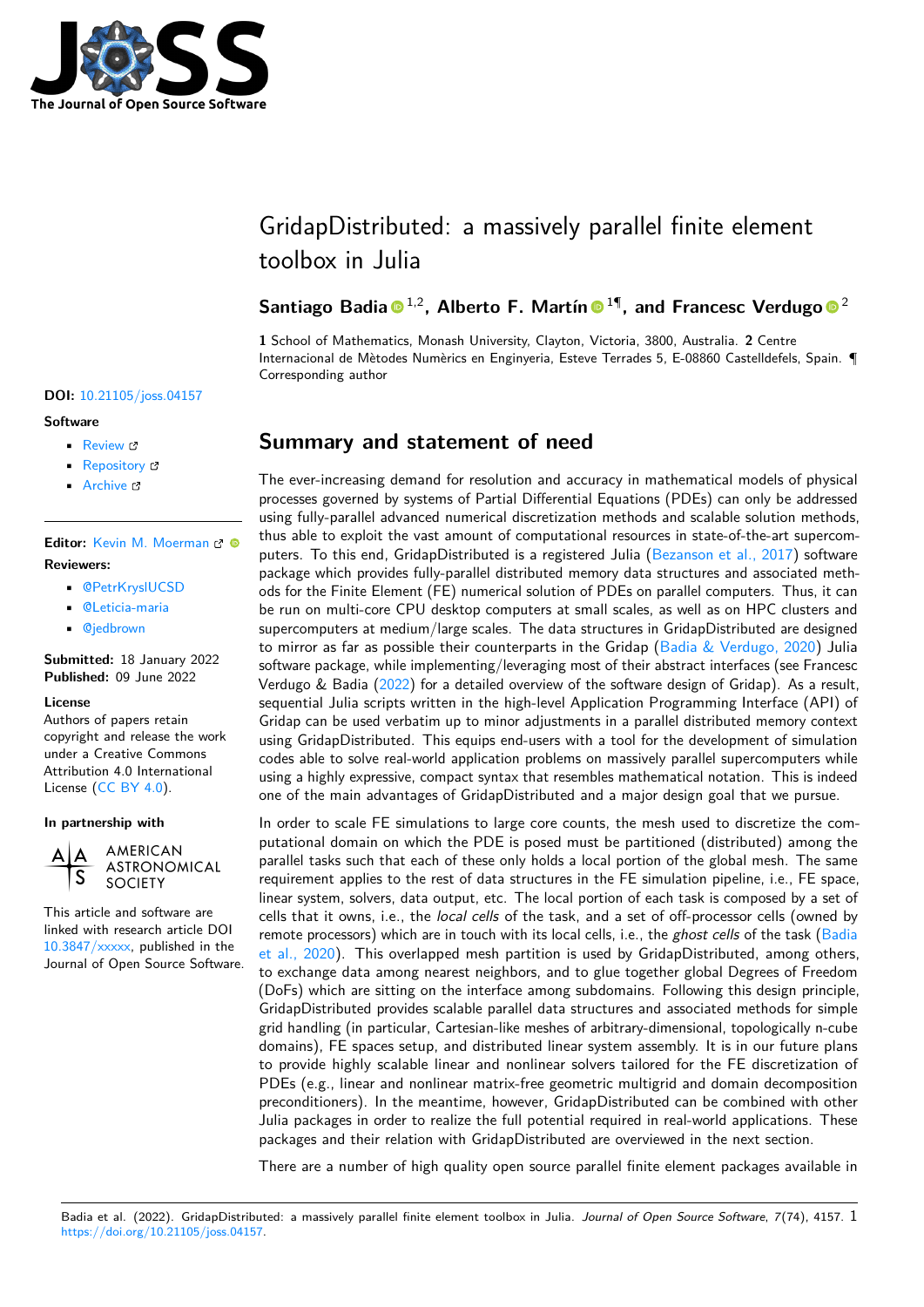# GridapDistributed: a massively parallel finite element toolbox in Julia

**Santiago Badia** [1,2], **Alberto F. Martín** [1¶], **and Francesc Verdugo** [2]

**1** School of Mathematics, Monash University, Clayton, Victoria, 3800, Australia. **2** Centre Internacional de Mètodes Numèrics en Enginyeria, Esteve Terrades 5, E-08860 Castelldefels, Spain. ¶ Corresponding author

**DOI:** 10.21105/joss.04157

**Software**

- Review
- Repository
- Archive

**Editor:** Kevin M. Moerman

**Reviewers:**

- @PetrKryslUCSD
- @Leticia-maria
- @jedbrown

**Submitted:** 18 January 2022
**Published:** 09 June 2022

**License**
Authors of papers retain copyright and release the work under a Creative Commons Attribution 4.0 International License (CC BY 4.0).

**In partnership with**

AMERICAN ASTRONOMICAL SOCIETY

This article and software are linked with research article DOI 10.3847/xxxxx, published in the Journal of Open Source Software.

## Summary and statement of need

The ever-increasing demand for resolution and accuracy in mathematical models of physical processes governed by systems of Partial Differential Equations (PDEs) can only be addressed using fully-parallel advanced numerical discretization methods and scalable solution methods, thus able to exploit the vast amount of computational resources in state-of-the-art supercomputers. To this end, GridapDistributed is a registered Julia (Bezanson et al., 2017) software package which provides fully-parallel distributed memory data structures and associated methods for the Finite Element (FE) numerical solution of PDEs on parallel computers. Thus, it can be run on multi-core CPU desktop computers at small scales, as well as on HPC clusters and supercomputers at medium/large scales. The data structures in GridapDistributed are designed to mirror as far as possible their counterparts in the Gridap (Badia & Verdugo, 2020) Julia software package, while implementing/leveraging most of their abstract interfaces (see Francesc Verdugo & Badia (2022) for a detailed overview of the software design of Gridap). As a result, sequential Julia scripts written in the high-level Application Programming Interface (API) of Gridap can be used verbatim up to minor adjustments in a parallel distributed memory context using GridapDistributed. This equips end-users with a tool for the development of simulation codes able to solve real-world application problems on massively parallel supercomputers while using a highly expressive, compact syntax that resembles mathematical notation. This is indeed one of the main advantages of GridapDistributed and a major design goal that we pursue.

In order to scale FE simulations to large core counts, the mesh used to discretize the computational domain on which the PDE is posed must be partitioned (distributed) among the parallel tasks such that each of these only holds a local portion of the global mesh. The same requirement applies to the rest of data structures in the FE simulation pipeline, i.e., FE space, linear system, solvers, data output, etc. The local portion of each task is composed by a set of cells that it owns, i.e., the *local cells* of the task, and a set of off-processor cells (owned by remote processors) which are in touch with its local cells, i.e., the *ghost cells* of the task (Badia et al., 2020). This overlapped mesh partition is used by GridapDistributed, among others, to exchange data among nearest neighbors, and to glue together global Degrees of Freedom (DoFs) which are sitting on the interface among subdomains. Following this design principle, GridapDistributed provides scalable parallel data structures and associated methods for simple grid handling (in particular, Cartesian-like meshes of arbitrary-dimensional, topologically n-cube domains), FE spaces setup, and distributed linear system assembly. It is in our future plans to provide highly scalable linear and nonlinear solvers tailored for the FE discretization of PDEs (e.g., linear and nonlinear matrix-free geometric multigrid and domain decomposition preconditioners). In the meantime, however, GridapDistributed can be combined with other Julia packages in order to realize the full potential required in real-world applications. These packages and their relation with GridapDistributed are overviewed in the next section.

There are a number of high quality open source parallel finite element packages available in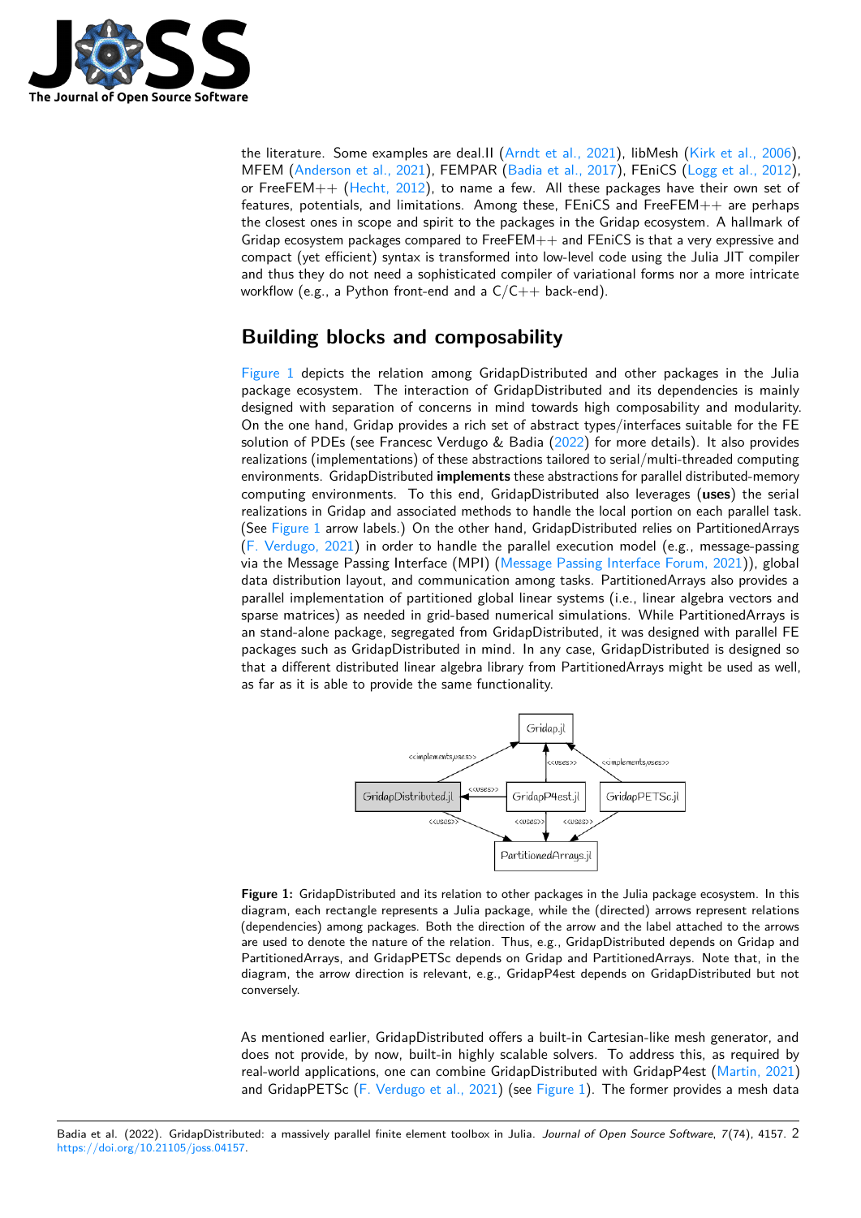the literature. Some examples are deal.II (Arndt et al., 2021), libMesh (Kirk et al., 2006), MFEM (Anderson et al., 2021), FEMPAR (Badia et al., 2017), FEniCS (Logg et al., 2012), or FreeFEM++ (Hecht, 2012), to name a few. All these packages have their own set of features, potentials, and limitations. Among these, FEniCS and FreeFEM++ are perhaps the closest ones in scope and spirit to the packages in the Gridap ecosystem. A hallmark of Gridap ecosystem packages compared to FreeFEM++ and FEniCS is that a very expressive and compact (yet efficient) syntax is transformed into low-level code using the Julia JIT compiler and thus they do not need a sophisticated compiler of variational forms nor a more intricate workflow (e.g., a Python front-end and a C/C++ back-end).

## Building blocks and composability

Figure 1 depicts the relation among GridapDistributed and other packages in the Julia package ecosystem. The interaction of GridapDistributed and its dependencies is mainly designed with separation of concerns in mind towards high composability and modularity. On the one hand, Gridap provides a rich set of abstract types/interfaces suitable for the FE solution of PDEs (see Francesc Verdugo & Badia (2022) for more details). It also provides realizations (implementations) of these abstractions tailored to serial/multi-threaded computing environments. GridapDistributed **implements** these abstractions for parallel distributed-memory computing environments. To this end, GridapDistributed also leverages (**uses**) the serial realizations in Gridap and associated methods to handle the local portion on each parallel task. (See Figure 1 arrow labels.) On the other hand, GridapDistributed relies on PartitionedArrays (F. Verdugo, 2021) in order to handle the parallel execution model (e.g., message-passing via the Message Passing Interface (MPI) (Message Passing Interface Forum, 2021)), global data distribution layout, and communication among tasks. PartitionedArrays also provides a parallel implementation of partitioned global linear systems (i.e., linear algebra vectors and sparse matrices) as needed in grid-based numerical simulations. While PartitionedArrays is an stand-alone package, segregated from GridapDistributed, it was designed with parallel FE packages such as GridapDistributed in mind. In any case, GridapDistributed is designed so that a different distributed linear algebra library from PartitionedArrays might be used as well, as far as it is able to provide the same functionality.

**Figure 1:** GridapDistributed and its relation to other packages in the Julia package ecosystem. In this diagram, each rectangle represents a Julia package, while the (directed) arrows represent relations (dependencies) among packages. Both the direction of the arrow and the label attached to the arrows are used to denote the nature of the relation. Thus, e.g., GridapDistributed depends on Gridap and PartitionedArrays, and GridapPETSc depends on Gridap and PartitionedArrays. Note that, in the diagram, the arrow direction is relevant, e.g., GridapP4est depends on GridapDistributed but not conversely.

As mentioned earlier, GridapDistributed offers a built-in Cartesian-like mesh generator, and does not provide, by now, built-in highly scalable solvers. To address this, as required by real-world applications, one can combine GridapDistributed with GridapP4est (Martin, 2021) and GridapPETSc (F. Verdugo et al., 2021) (see Figure 1). The former provides a mesh data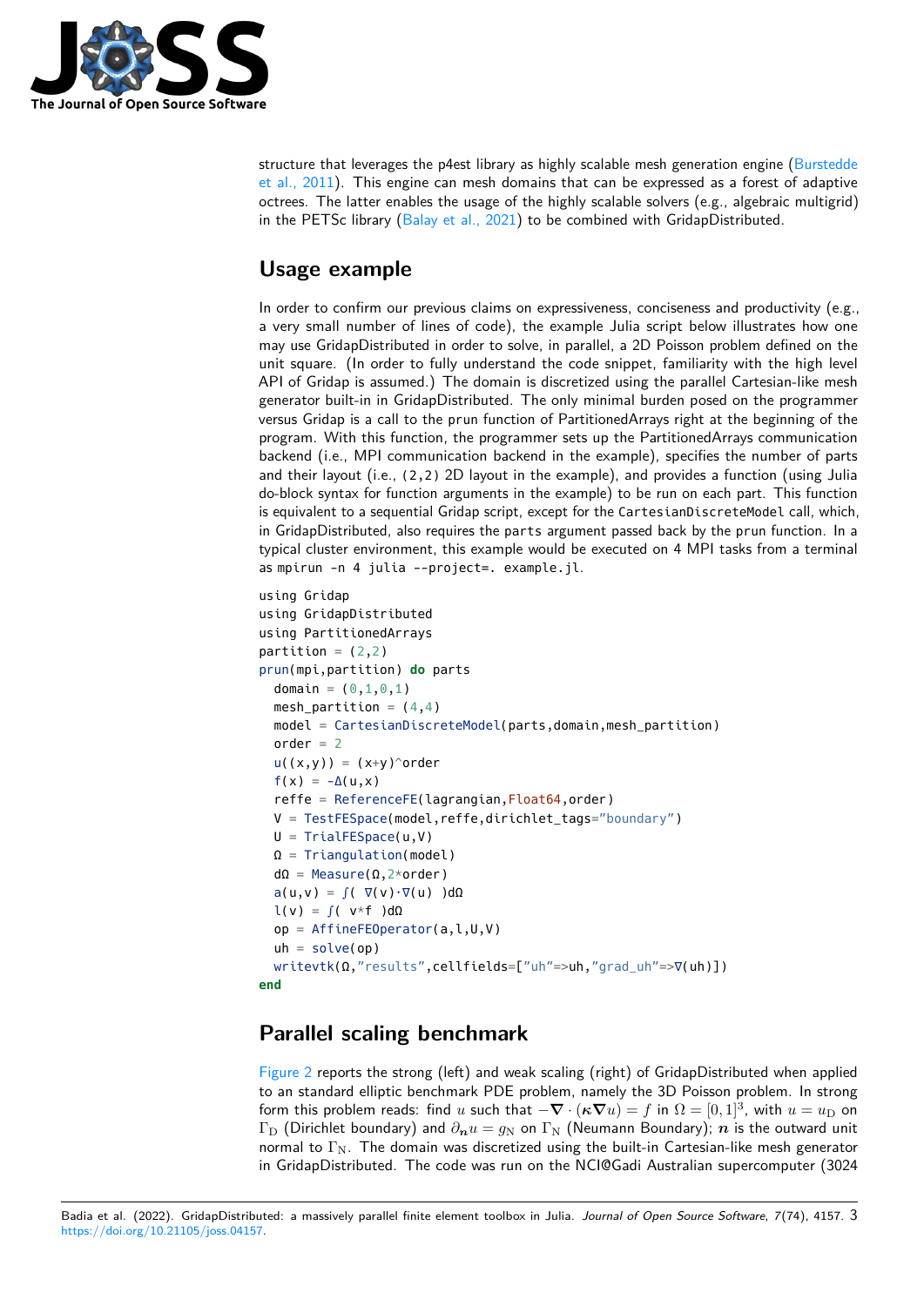structure that leverages the p4est library as highly scalable mesh generation engine (Burstedde et al., 2011). This engine can mesh domains that can be expressed as a forest of adaptive octrees. The latter enables the usage of the highly scalable solvers (e.g., algebraic multigrid) in the PETSc library (Balay et al., 2021) to be combined with GridapDistributed.

## Usage example

In order to confirm our previous claims on expressiveness, conciseness and productivity (e.g., a very small number of lines of code), the example Julia script below illustrates how one may use GridapDistributed in order to solve, in parallel, a 2D Poisson problem defined on the unit square. (In order to fully understand the code snippet, familiarity with the high level API of Gridap is assumed.) The domain is discretized using the parallel Cartesian-like mesh generator built-in in GridapDistributed. The only minimal burden posed on the programmer versus Gridap is a call to the `prun` function of PartitionedArrays right at the beginning of the program. With this function, the programmer sets up the PartitionedArrays communication backend (i.e., MPI communication backend in the example), specifies the number of parts and their layout (i.e., `(2,2)` 2D layout in the example), and provides a function (using Julia do-block syntax for function arguments in the example) to be run on each part. This function is equivalent to a sequential Gridap script, except for the `CartesianDiscreteModel` call, which, in GridapDistributed, also requires the `parts` argument passed back by the `prun` function. In a typical cluster environment, this example would be executed on 4 MPI tasks from a terminal as `mpirun -n 4 julia --project=. example.jl`.

```
using Gridap
using GridapDistributed
using PartitionedArrays
partition = (2,2)
prun(mpi,partition) do parts
  domain = (0,1,0,1)
  mesh_partition = (4,4)
  model = CartesianDiscreteModel(parts,domain,mesh_partition)
  order = 2
  u((x,y)) = (x+y)^order
  f(x) = -Δ(u,x)
  reffe = ReferenceFE(lagrangian,Float64,order)
  V = TestFESpace(model,reffe,dirichlet_tags="boundary")
  U = TrialFESpace(u,V)
  Ω = Triangulation(model)
  dΩ = Measure(Ω,2*order)
  a(u,v) = ∫( ∇(v)·∇(u) )dΩ
  l(v) = ∫( v*f )dΩ
  op = AffineFEOperator(a,l,U,V)
  uh = solve(op)
  writevtk(Ω,"results",cellfields=["uh"=>uh,"grad_uh"=>∇(uh)])
end
```

## Parallel scaling benchmark

Figure 2 reports the strong (left) and weak scaling (right) of GridapDistributed when applied to an standard elliptic benchmark PDE problem, namely the 3D Poisson problem. In strong form this problem reads: find $u$ such that $-\boldsymbol{\nabla} \cdot (\boldsymbol{\kappa} \boldsymbol{\nabla} u) = f$ in $\Omega = [0,1]^3$, with $u = u_{\rm D}$ on $\Gamma_{\rm D}$ (Dirichlet boundary) and $\partial_{\boldsymbol{n}} u = g_{\rm N}$ on $\Gamma_{\rm N}$ (Neumann Boundary); $\boldsymbol{n}$ is the outward unit normal to $\Gamma_{\rm N}$. The domain was discretized using the built-in Cartesian-like mesh generator in GridapDistributed. The code was run on the NCI@Gadi Australian supercomputer (3024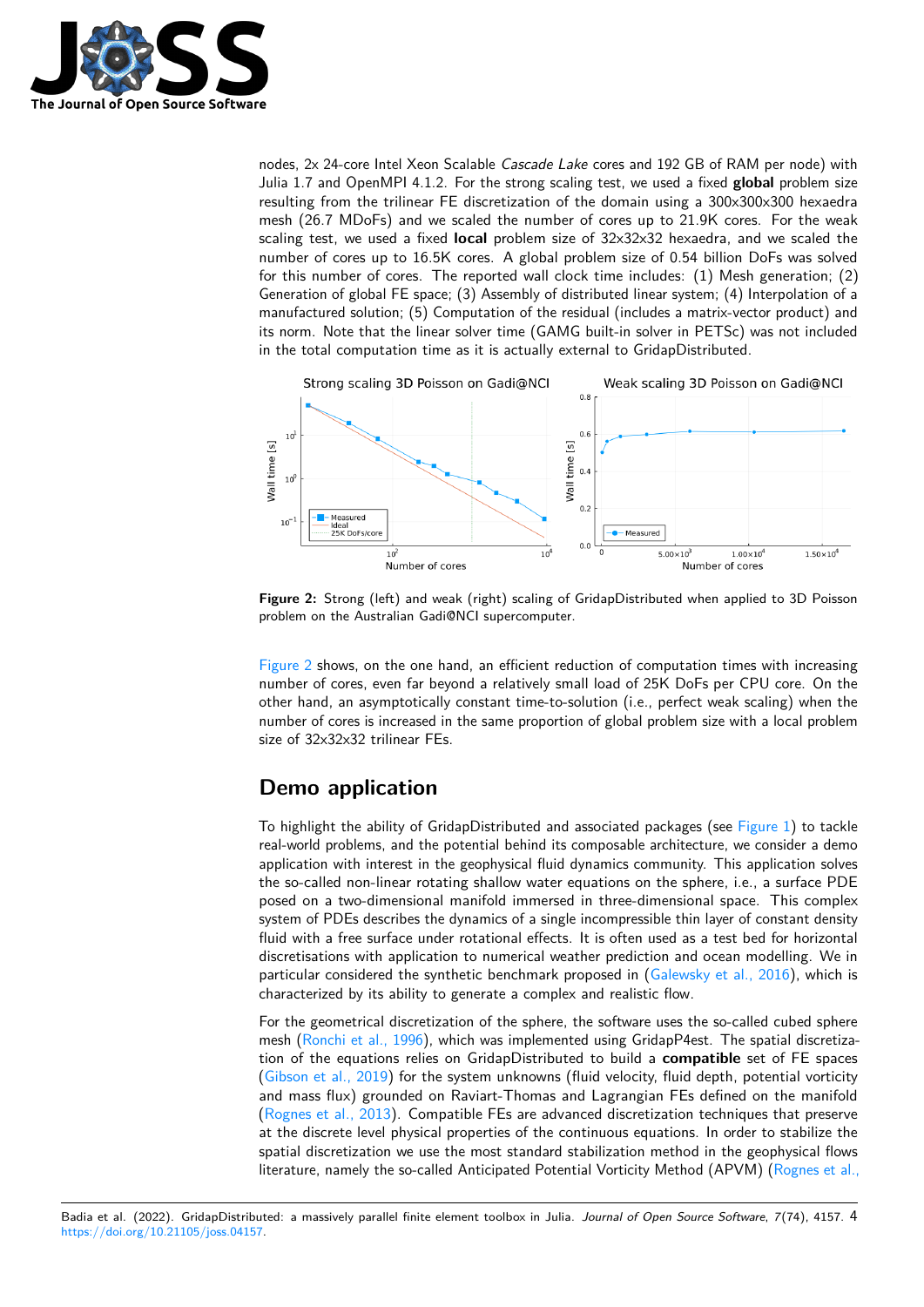nodes, 2x 24-core Intel Xeon Scalable *Cascade Lake* cores and 192 GB of RAM per node) with Julia 1.7 and OpenMPI 4.1.2. For the strong scaling test, we used a fixed **global** problem size resulting from the trilinear FE discretization of the domain using a 300x300x300 hexaedra mesh (26.7 MDoFs) and we scaled the number of cores up to 21.9K cores. For the weak scaling test, we used a fixed **local** problem size of 32x32x32 hexaedra, and we scaled the number of cores up to 16.5K cores. A global problem size of 0.54 billion DoFs was solved for this number of cores. The reported wall clock time includes: (1) Mesh generation; (2) Generation of global FE space; (3) Assembly of distributed linear system; (4) Interpolation of a manufactured solution; (5) Computation of the residual (includes a matrix-vector product) and its norm. Note that the linear solver time (GAMG built-in solver in PETSc) was not included in the total computation time as it is actually external to GridapDistributed.

**Figure 2:** Strong (left) and weak (right) scaling of GridapDistributed when applied to 3D Poisson problem on the Australian Gadi@NCI supercomputer.

Figure 2 shows, on the one hand, an efficient reduction of computation times with increasing number of cores, even far beyond a relatively small load of 25K DoFs per CPU core. On the other hand, an asymptotically constant time-to-solution (i.e., perfect weak scaling) when the number of cores is increased in the same proportion of global problem size with a local problem size of 32x32x32 trilinear FEs.

## Demo application

To highlight the ability of GridapDistributed and associated packages (see Figure 1) to tackle real-world problems, and the potential behind its composable architecture, we consider a demo application with interest in the geophysical fluid dynamics community. This application solves the so-called non-linear rotating shallow water equations on the sphere, i.e., a surface PDE posed on a two-dimensional manifold immersed in three-dimensional space. This complex system of PDEs describes the dynamics of a single incompressible thin layer of constant density fluid with a free surface under rotational effects. It is often used as a test bed for horizontal discretisations with application to numerical weather prediction and ocean modelling. We in particular considered the synthetic benchmark proposed in (Galewsky et al., 2016), which is characterized by its ability to generate a complex and realistic flow.

For the geometrical discretization of the sphere, the software uses the so-called cubed sphere mesh (Ronchi et al., 1996), which was implemented using GridapP4est. The spatial discretization of the equations relies on GridapDistributed to build a **compatible** set of FE spaces (Gibson et al., 2019) for the system unknowns (fluid velocity, fluid depth, potential vorticity and mass flux) grounded on Raviart-Thomas and Lagrangian FEs defined on the manifold (Rognes et al., 2013). Compatible FEs are advanced discretization techniques that preserve at the discrete level physical properties of the continuous equations. In order to stabilize the spatial discretization we use the most standard stabilization method in the geophysical flows literature, namely the so-called Anticipated Potential Vorticity Method (APVM) (Rognes et al.,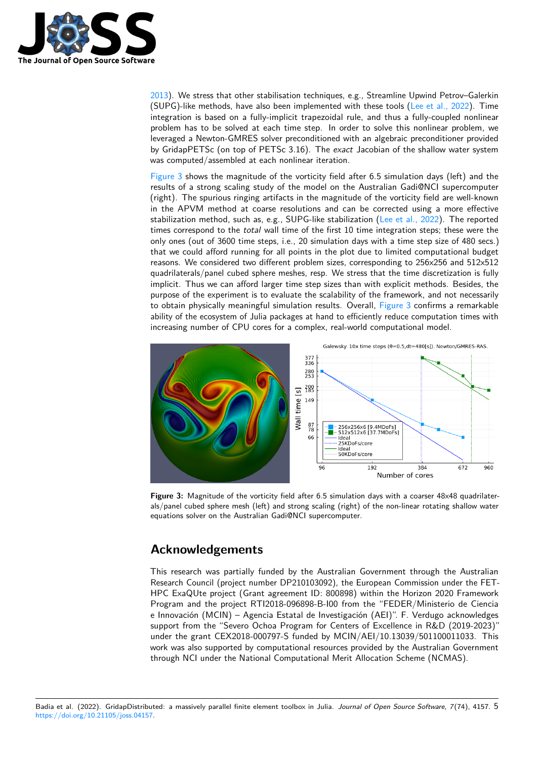2013). We stress that other stabilisation techniques, e.g., Streamline Upwind Petrov–Galerkin (SUPG)-like methods, have also been implemented with these tools (Lee et al., 2022). Time integration is based on a fully-implicit trapezoidal rule, and thus a fully-coupled nonlinear problem has to be solved at each time step. In order to solve this nonlinear problem, we leveraged a Newton-GMRES solver preconditioned with an algebraic preconditioner provided by GridapPETSc (on top of PETSc 3.16). The *exact* Jacobian of the shallow water system was computed/assembled at each nonlinear iteration.

Figure 3 shows the magnitude of the vorticity field after 6.5 simulation days (left) and the results of a strong scaling study of the model on the Australian Gadi@NCI supercomputer (right). The spurious ringing artifacts in the magnitude of the vorticity field are well-known in the APVM method at coarse resolutions and can be corrected using a more effective stabilization method, such as, e.g., SUPG-like stabilization (Lee et al., 2022). The reported times correspond to the *total* wall time of the first 10 time integration steps; these were the only ones (out of 3600 time steps, i.e., 20 simulation days with a time step size of 480 secs.) that we could afford running for all points in the plot due to limited computational budget reasons. We considered two different problem sizes, corresponding to 256x256 and 512x512 quadrilaterals/panel cubed sphere meshes, resp. We stress that the time discretization is fully implicit. Thus we can afford larger time step sizes than with explicit methods. Besides, the purpose of the experiment is to evaluate the scalability of the framework, and not necessarily to obtain physically meaningful simulation results. Overall, Figure 3 confirms a remarkable ability of the ecosystem of Julia packages at hand to efficiently reduce computation times with increasing number of CPU cores for a complex, real-world computational model.

**Figure 3:** Magnitude of the vorticity field after 6.5 simulation days with a coarser 48x48 quadrilaterals/panel cubed sphere mesh (left) and strong scaling (right) of the non-linear rotating shallow water equations solver on the Australian Gadi@NCI supercomputer.

## Acknowledgements

This research was partially funded by the Australian Government through the Australian Research Council (project number DP210103092), the European Commission under the FET-HPC ExaQUte project (Grant agreement ID: 800898) within the Horizon 2020 Framework Program and the project RTI2018-096898-B-I00 from the "FEDER/Ministerio de Ciencia e Innovación (MCIN) – Agencia Estatal de Investigación (AEI)". F. Verdugo acknowledges support from the "Severo Ochoa Program for Centers of Excellence in R&D (2019-2023)" under the grant CEX2018-000797-S funded by MCIN/AEI/10.13039/501100011033. This work was also supported by computational resources provided by the Australian Government through NCI under the National Computational Merit Allocation Scheme (NCMAS).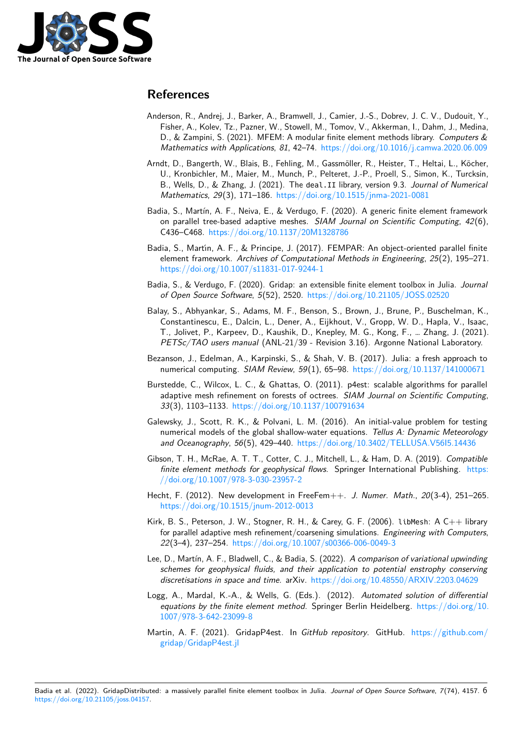# References

Anderson, R., Andrej, J., Barker, A., Bramwell, J., Camier, J.-S., Dobrev, J. C. V., Dudouit, Y., Fisher, A., Kolev, Tz., Pazner, W., Stowell, M., Tomov, V., Akkerman, I., Dahm, J., Medina, D., & Zampini, S. (2021). MFEM: A modular finite element methods library. *Computers & Mathematics with Applications*, *81*, 42–74. https://doi.org/10.1016/j.camwa.2020.06.009

Arndt, D., Bangerth, W., Blais, B., Fehling, M., Gassmöller, R., Heister, T., Heltai, L., Köcher, U., Kronbichler, M., Maier, M., Munch, P., Pelteret, J.-P., Proell, S., Simon, K., Turcksin, B., Wells, D., & Zhang, J. (2021). The `deal.II` library, version 9.3. *Journal of Numerical Mathematics*, *29*(3), 171–186. https://doi.org/10.1515/jnma-2021-0081

Badia, S., Martín, A. F., Neiva, E., & Verdugo, F. (2020). A generic finite element framework on parallel tree-based adaptive meshes. *SIAM Journal on Scientific Computing*, *42*(6), C436–C468. https://doi.org/10.1137/20M1328786

Badia, S., Martín, A. F., & Principe, J. (2017). FEMPAR: An object-oriented parallel finite element framework. *Archives of Computational Methods in Engineering*, *25*(2), 195–271. https://doi.org/10.1007/s11831-017-9244-1

Badia, S., & Verdugo, F. (2020). Gridap: an extensible finite element toolbox in Julia. *Journal of Open Source Software*, *5*(52), 2520. https://doi.org/10.21105/JOSS.02520

Balay, S., Abhyankar, S., Adams, M. F., Benson, S., Brown, J., Brune, P., Buschelman, K., Constantinescu, E., Dalcin, L., Dener, A., Eijkhout, V., Gropp, W. D., Hapla, V., Isaac, T., Jolivet, P., Karpeev, D., Kaushik, D., Knepley, M. G., Kong, F., … Zhang, J. (2021). *PETSc/TAO users manual* (ANL-21/39 - Revision 3.16). Argonne National Laboratory.

Bezanson, J., Edelman, A., Karpinski, S., & Shah, V. B. (2017). Julia: a fresh approach to numerical computing. *SIAM Review*, *59*(1), 65–98. https://doi.org/10.1137/141000671

Burstedde, C., Wilcox, L. C., & Ghattas, O. (2011). p4est: scalable algorithms for parallel adaptive mesh refinement on forests of octrees. *SIAM Journal on Scientific Computing*, *33*(3), 1103–1133. https://doi.org/10.1137/100791634

Galewsky, J., Scott, R. K., & Polvani, L. M. (2016). An initial-value problem for testing numerical models of the global shallow-water equations. *Tellus A: Dynamic Meteorology and Oceanography*, *56*(5), 429–440. https://doi.org/10.3402/TELLUSA.V56I5.14436

Gibson, T. H., McRae, A. T. T., Cotter, C. J., Mitchell, L., & Ham, D. A. (2019). *Compatible finite element methods for geophysical flows*. Springer International Publishing. https://doi.org/10.1007/978-3-030-23957-2

Hecht, F. (2012). New development in FreeFem++. *J. Numer. Math.*, *20*(3-4), 251–265. https://doi.org/10.1515/jnum-2012-0013

Kirk, B. S., Peterson, J. W., Stogner, R. H., & Carey, G. F. (2006). `libMesh`: A C++ library for parallel adaptive mesh refinement/coarsening simulations. *Engineering with Computers*, *22*(3–4), 237–254. https://doi.org/10.1007/s00366-006-0049-3

Lee, D., Martín, A. F., Bladwell, C., & Badia, S. (2022). *A comparison of variational upwinding schemes for geophysical fluids, and their application to potential enstrophy conserving discretisations in space and time*. arXiv. https://doi.org/10.48550/ARXIV.2203.04629

Logg, A., Mardal, K.-A., & Wells, G. (Eds.). (2012). *Automated solution of differential equations by the finite element method*. Springer Berlin Heidelberg. https://doi.org/10.1007/978-3-642-23099-8

Martin, A. F. (2021). GridapP4est. In *GitHub repository*. GitHub. https://github.com/gridap/GridapP4est.jl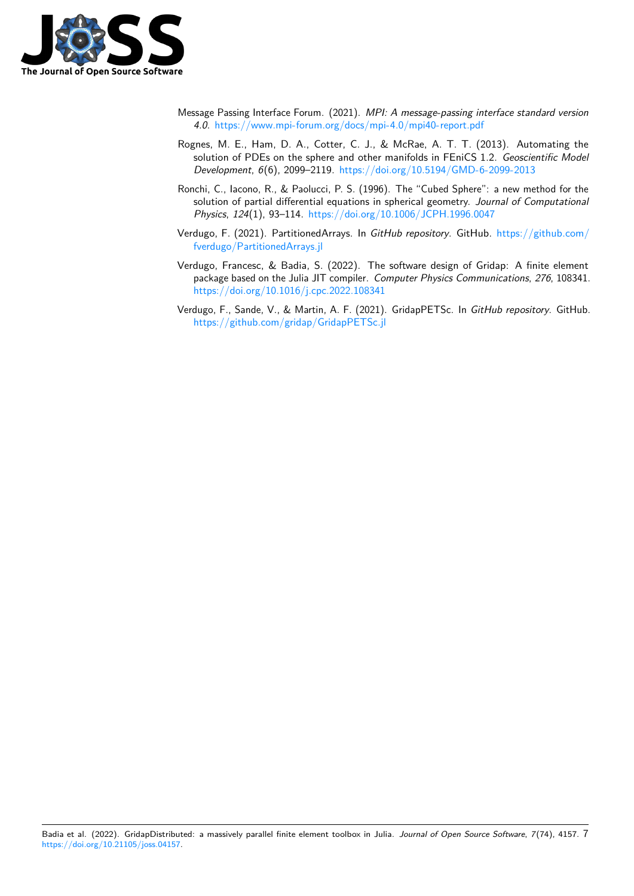Message Passing Interface Forum. (2021). *MPI: A message-passing interface standard version 4.0*. https://www.mpi-forum.org/docs/mpi-4.0/mpi40-report.pdf

Rognes, M. E., Ham, D. A., Cotter, C. J., & McRae, A. T. T. (2013). Automating the solution of PDEs on the sphere and other manifolds in FEniCS 1.2. *Geoscientific Model Development*, *6*(6), 2099–2119. https://doi.org/10.5194/GMD-6-2099-2013

Ronchi, C., Iacono, R., & Paolucci, P. S. (1996). The "Cubed Sphere": a new method for the solution of partial differential equations in spherical geometry. *Journal of Computational Physics*, *124*(1), 93–114. https://doi.org/10.1006/JCPH.1996.0047

Verdugo, F. (2021). PartitionedArrays. In *GitHub repository*. GitHub. https://github.com/fverdugo/PartitionedArrays.jl

Verdugo, Francesc, & Badia, S. (2022). The software design of Gridap: A finite element package based on the Julia JIT compiler. *Computer Physics Communications*, *276*, 108341. https://doi.org/10.1016/j.cpc.2022.108341

Verdugo, F., Sande, V., & Martin, A. F. (2021). GridapPETSc. In *GitHub repository*. GitHub. https://github.com/gridap/GridapPETSc.jl